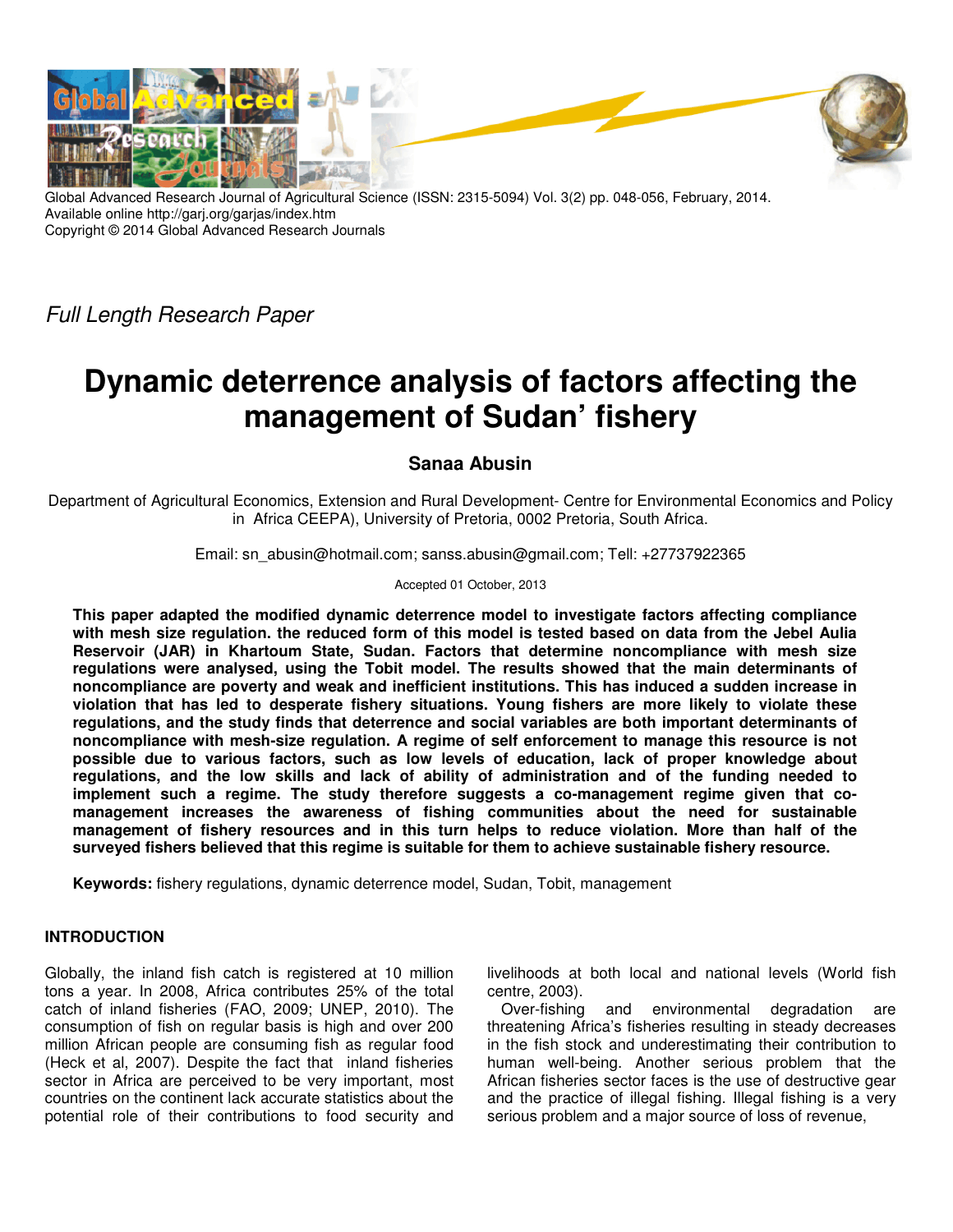Global Advanced Research Journal of Agricultural Science (ISSN: 2315-5094) Vol. 3(2) pp. 048-056, February, 2014.
Available online http://garj.org/garjas/index.htm
Copyright © 2014 Global Advanced Research Journals

*Full Length Research Paper*

# Dynamic deterrence analysis of factors affecting the management of Sudan' fishery

**Sanaa Abusin**

Department of Agricultural Economics, Extension and Rural Development- Centre for Environmental Economics and Policy in Africa CEEPA), University of Pretoria, 0002 Pretoria, South Africa.

Email: sn_abusin@hotmail.com; sanss.abusin@gmail.com; Tell: +27737922365

Accepted 01 October, 2013

**This paper adapted the modified dynamic deterrence model to investigate factors affecting compliance with mesh size regulation. the reduced form of this model is tested based on data from the Jebel Aulia Reservoir (JAR) in Khartoum State, Sudan. Factors that determine noncompliance with mesh size regulations were analysed, using the Tobit model. The results showed that the main determinants of noncompliance are poverty and weak and inefficient institutions. This has induced a sudden increase in violation that has led to desperate fishery situations. Young fishers are more likely to violate these regulations, and the study finds that deterrence and social variables are both important determinants of noncompliance with mesh-size regulation. A regime of self enforcement to manage this resource is not possible due to various factors, such as low levels of education, lack of proper knowledge about regulations, and the low skills and lack of ability of administration and of the funding needed to implement such a regime. The study therefore suggests a co-management regime given that co-management increases the awareness of fishing communities about the need for sustainable management of fishery resources and in this turn helps to reduce violation. More than half of the surveyed fishers believed that this regime is suitable for them to achieve sustainable fishery resource.**

**Keywords:** fishery regulations, dynamic deterrence model, Sudan, Tobit, management

## INTRODUCTION

Globally, the inland fish catch is registered at 10 million tons a year. In 2008, Africa contributes 25% of the total catch of inland fisheries (FAO, 2009; UNEP, 2010). The consumption of fish on regular basis is high and over 200 million African people are consuming fish as regular food (Heck et al, 2007). Despite the fact that inland fisheries sector in Africa are perceived to be very important, most countries on the continent lack accurate statistics about the potential role of their contributions to food security and livelihoods at both local and national levels (World fish centre, 2003).

Over-fishing and environmental degradation are threatening Africa's fisheries resulting in steady decreases in the fish stock and underestimating their contribution to human well-being. Another serious problem that the African fisheries sector faces is the use of destructive gear and the practice of illegal fishing. Illegal fishing is a very serious problem and a major source of loss of revenue,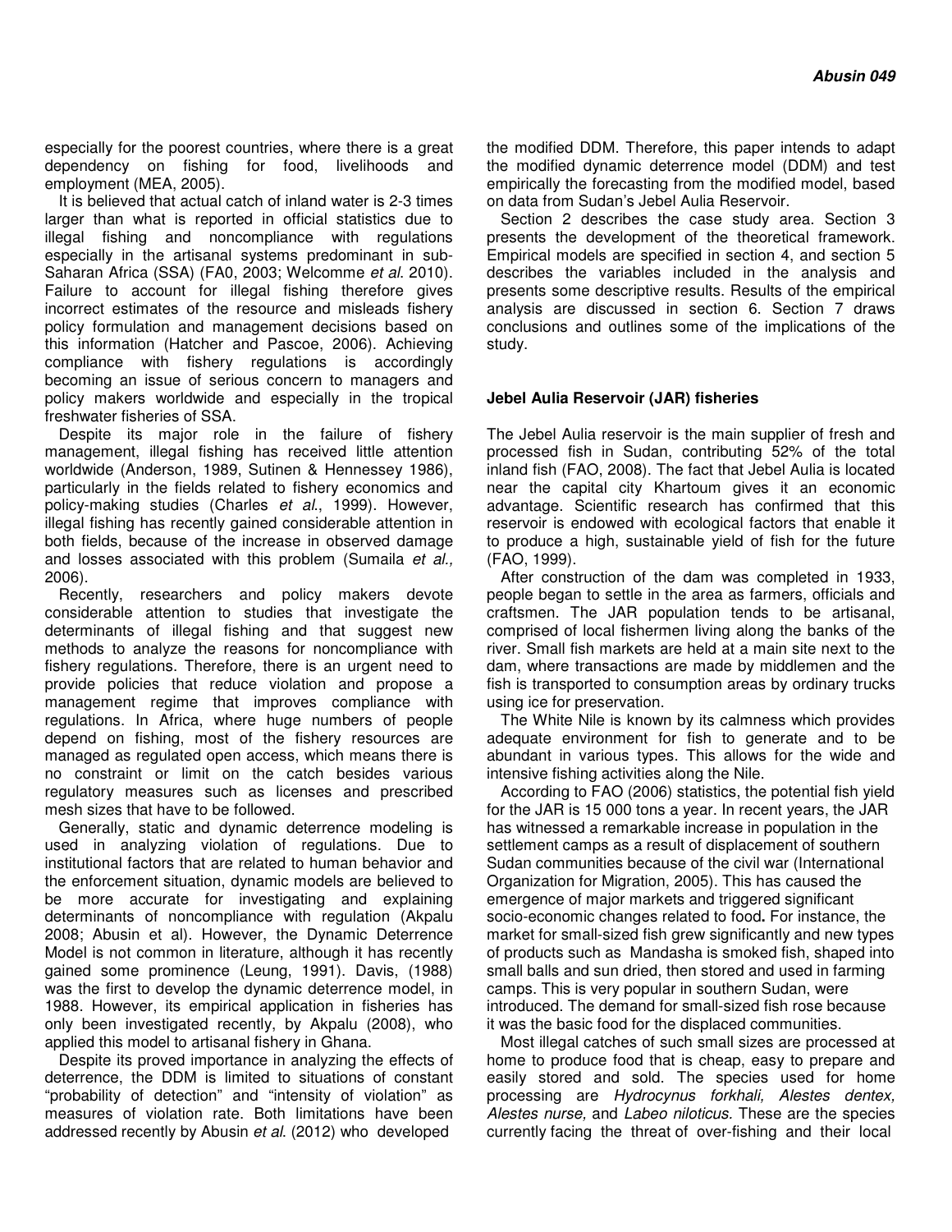especially for the poorest countries, where there is a great dependency on fishing for food, livelihoods and employment (MEA, 2005).

It is believed that actual catch of inland water is 2-3 times larger than what is reported in official statistics due to illegal fishing and noncompliance with regulations especially in the artisanal systems predominant in sub-Saharan Africa (SSA) (FA0, 2003; Welcomme *et al.* 2010). Failure to account for illegal fishing therefore gives incorrect estimates of the resource and misleads fishery policy formulation and management decisions based on this information (Hatcher and Pascoe, 2006). Achieving compliance with fishery regulations is accordingly becoming an issue of serious concern to managers and policy makers worldwide and especially in the tropical freshwater fisheries of SSA.

Despite its major role in the failure of fishery management, illegal fishing has received little attention worldwide (Anderson, 1989, Sutinen & Hennessey 1986), particularly in the fields related to fishery economics and policy-making studies (Charles *et al.*, 1999). However, illegal fishing has recently gained considerable attention in both fields, because of the increase in observed damage and losses associated with this problem (Sumaila *et al.,* 2006).

Recently, researchers and policy makers devote considerable attention to studies that investigate the determinants of illegal fishing and that suggest new methods to analyze the reasons for noncompliance with fishery regulations. Therefore, there is an urgent need to provide policies that reduce violation and propose a management regime that improves compliance with regulations. In Africa, where huge numbers of people depend on fishing, most of the fishery resources are managed as regulated open access, which means there is no constraint or limit on the catch besides various regulatory measures such as licenses and prescribed mesh sizes that have to be followed.

Generally, static and dynamic deterrence modeling is used in analyzing violation of regulations. Due to institutional factors that are related to human behavior and the enforcement situation, dynamic models are believed to be more accurate for investigating and explaining determinants of noncompliance with regulation (Akpalu 2008; Abusin et al). However, the Dynamic Deterrence Model is not common in literature, although it has recently gained some prominence (Leung, 1991). Davis, (1988) was the first to develop the dynamic deterrence model, in 1988. However, its empirical application in fisheries has only been investigated recently, by Akpalu (2008), who applied this model to artisanal fishery in Ghana.

Despite its proved importance in analyzing the effects of deterrence, the DDM is limited to situations of constant "probability of detection" and "intensity of violation" as measures of violation rate. Both limitations have been addressed recently by Abusin *et al.* (2012) who developed the modified DDM. Therefore, this paper intends to adapt the modified dynamic deterrence model (DDM) and test empirically the forecasting from the modified model, based on data from Sudan's Jebel Aulia Reservoir.

Section 2 describes the case study area. Section 3 presents the development of the theoretical framework. Empirical models are specified in section 4, and section 5 describes the variables included in the analysis and presents some descriptive results. Results of the empirical analysis are discussed in section 6. Section 7 draws conclusions and outlines some of the implications of the study.

## Jebel Aulia Reservoir (JAR) fisheries

The Jebel Aulia reservoir is the main supplier of fresh and processed fish in Sudan, contributing 52% of the total inland fish (FAO, 2008). The fact that Jebel Aulia is located near the capital city Khartoum gives it an economic advantage. Scientific research has confirmed that this reservoir is endowed with ecological factors that enable it to produce a high, sustainable yield of fish for the future (FAO, 1999).

After construction of the dam was completed in 1933, people began to settle in the area as farmers, officials and craftsmen. The JAR population tends to be artisanal, comprised of local fishermen living along the banks of the river. Small fish markets are held at a main site next to the dam, where transactions are made by middlemen and the fish is transported to consumption areas by ordinary trucks using ice for preservation.

The White Nile is known by its calmness which provides adequate environment for fish to generate and to be abundant in various types. This allows for the wide and intensive fishing activities along the Nile.

According to FAO (2006) statistics, the potential fish yield for the JAR is 15 000 tons a year. In recent years, the JAR has witnessed a remarkable increase in population in the settlement camps as a result of displacement of southern Sudan communities because of the civil war (International Organization for Migration, 2005). This has caused the emergence of major markets and triggered significant socio-economic changes related to food**.** For instance, the market for small-sized fish grew significantly and new types of products such as Mandasha is smoked fish, shaped into small balls and sun dried, then stored and used in farming camps. This is very popular in southern Sudan, were introduced. The demand for small-sized fish rose because it was the basic food for the displaced communities.

Most illegal catches of such small sizes are processed at home to produce food that is cheap, easy to prepare and easily stored and sold. The species used for home processing are *Hydrocynus forkhali, Alestes dentex, Alestes nurse,* and *Labeo niloticus*. These are the species currently facing the threat of over-fishing and their local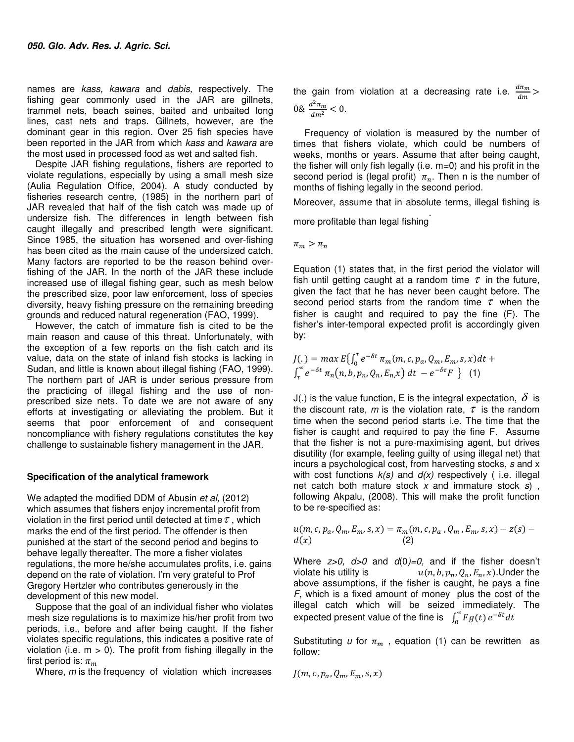names are *kass, kawara* and *dabis,* respectively. The fishing gear commonly used in the JAR are gillnets, trammel nets, beach seines, baited and unbaited long lines, cast nets and traps. Gillnets, however, are the dominant gear in this region. Over 25 fish species have been reported in the JAR from which *kass* and *kawara* are the most used in processed food as wet and salted fish.

Despite JAR fishing regulations, fishers are reported to violate regulations, especially by using a small mesh size (Aulia Regulation Office, 2004). A study conducted by fisheries research centre, (1985) in the northern part of JAR revealed that half of the fish catch was made up of undersize fish. The differences in length between fish caught illegally and prescribed length were significant. Since 1985, the situation has worsened and over-fishing has been cited as the main cause of the undersized catch. Many factors are reported to be the reason behind over-fishing of the JAR. In the north of the JAR these include increased use of illegal fishing gear, such as mesh below the prescribed size, poor law enforcement, loss of species diversity, heavy fishing pressure on the remaining breeding grounds and reduced natural regeneration (FAO, 1999).

However, the catch of immature fish is cited to be the main reason and cause of this threat. Unfortunately, with the exception of a few reports on the fish catch and its value, data on the state of inland fish stocks is lacking in Sudan, and little is known about illegal fishing (FAO, 1999). The northern part of JAR is under serious pressure from the practicing of illegal fishing and the use of non-prescribed size nets. To date we are not aware of any efforts at investigating or alleviating the problem. But it seems that poor enforcement of and consequent noncompliance with fishery regulations constitutes the key challenge to sustainable fishery management in the JAR.

**Specification of the analytical framework**

We adapted the modified DDM of Abusin *et al,* (2012) which assumes that fishers enjoy incremental profit from violation in the first period until detected at time $\tau$, which marks the end of the first period. The offender is then punished at the start of the second period and begins to behave legally thereafter. The more a fisher violates regulations, the more he/she accumulates profits, i.e. gains depend on the rate of violation. I'm very grateful to Prof Gregory Hertzler who contributes generously in the development of this new model.

Suppose that the goal of an individual fisher who violates mesh size regulations is to maximize his/her profit from two periods, i.e., before and after being caught. If the fisher violates specific regulations, this indicates a positive rate of violation (i.e. $m > 0$). The profit from fishing illegally in the first period is: $\pi_m$

Where, *m* is the frequency of violation which increases the gain from violation at a decreasing rate i.e. $\frac{d\pi_m}{dm} > 0$& $\frac{d^2\pi_m}{dm^2} < 0$.

Frequency of violation is measured by the number of times that fishers violate, which could be numbers of weeks, months or years. Assume that after being caught, the fisher will only fish legally (i.e. m=0) and his profit in the second period is (legal profit) $\pi_n$. Then n is the number of months of fishing legally in the second period.

Moreover, assume that in absolute terms, illegal fishing is more profitable than legal fishing.

$$\pi_m > \pi_n$$

Equation (1) states that, in the first period the violator will fish until getting caught at a random time $\tau$ in the future, given the fact that he has never been caught before. The second period starts from the random time $\tau$ when the fisher is caught and required to pay the fine (F). The fisher's inter-temporal expected profit is accordingly given by:

$$J(.) = max\, E\{\int_0^{\tau} e^{-\delta t}\, \pi_m(m, c, p_a, Q_m, E_m, s, x)dt + \int_{\tau}^{\infty} e^{-\delta t}\, \pi_n(n, b, p_n, Q_n, E_n, x)\, dt\, - e^{-\delta\tau}F\,\} \quad (1)$$

J(.) is the value function, E is the integral expectation, $\delta$ is the discount rate, *m* is the violation rate, $\tau$ is the random time when the second period starts i.e. The time that the fisher is caught and required to pay the fine F. Assume that the fisher is not a pure-maximising agent, but drives disutility (for example, feeling guilty of using illegal net) that incurs a psychological cost, from harvesting stocks, *s* and x with cost functions *k(s)* and *d(x)* respectively ( i.e. illegal net catch both mature stock *x* and immature stock *s*) , following Akpalu, (2008). This will make the profit function to be re-specified as:

$$u(m, c, p_a, Q_m, E_m, s, x) = \pi_m(m, c, p_a\,, Q_m\,, E_m, s, x) - z(s) - d(x) \quad (2)$$

Where *z>0, d>0* and *d*(0*)=0,* and if the fisher doesn't violate his utility is $u(n, b, p_n, Q_n, E_n, x)$.Under the above assumptions, if the fisher is caught, he pays a fine *F*, which is a fixed amount of money plus the cost of the illegal catch which will be seized immediately. The expected present value of the fine is $\int_0^{\infty} Fg(t)\, e^{-\delta t}dt$

Substituting *u* for $\pi_m$ , equation (1) can be rewritten as follow:

$$J(m, c, p_a, Q_m, E_m, s, x)$$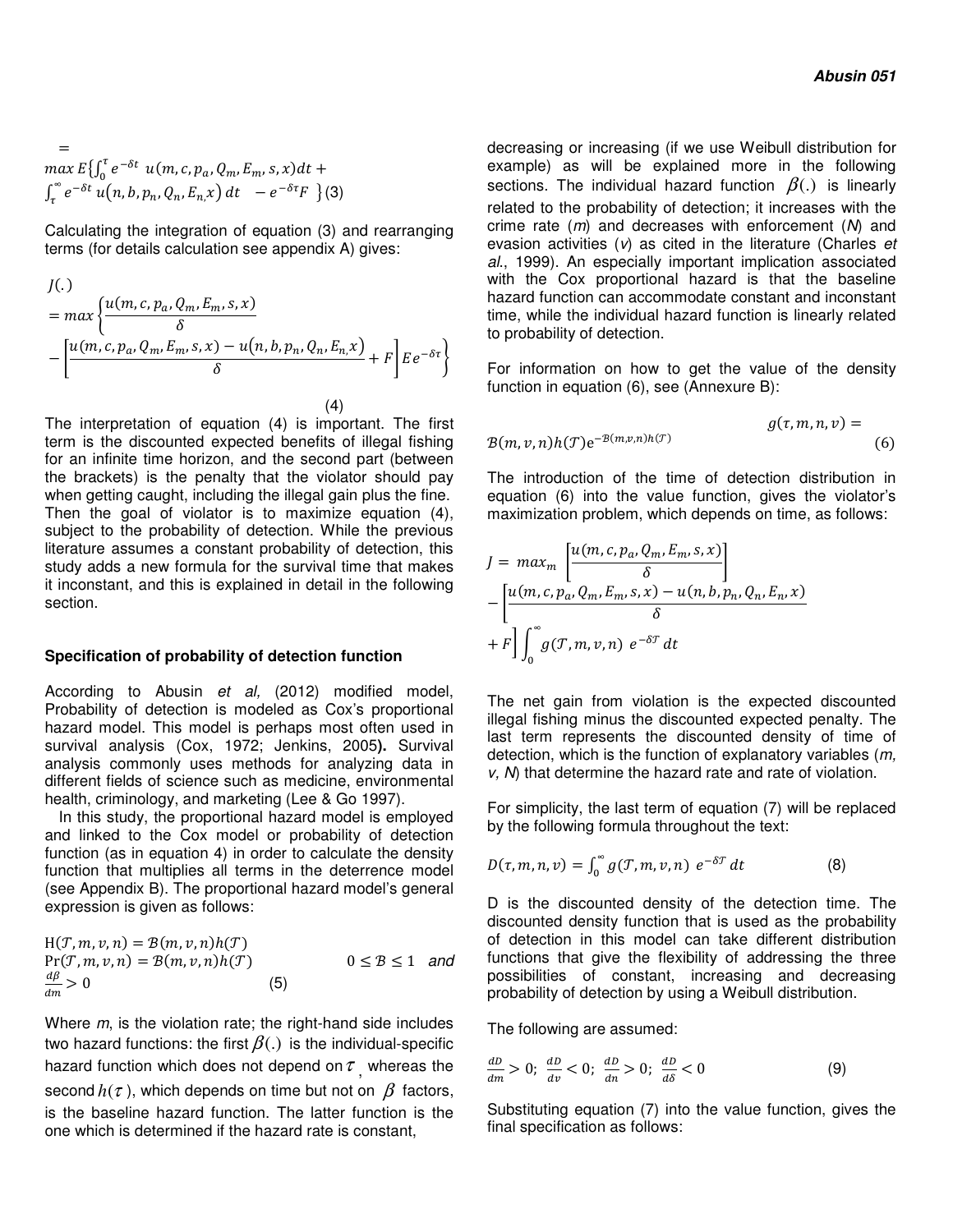$$= \max E\{\int_0^{\tau} e^{-\delta t}\ u(m, c, p_a, Q_m, E_m, s, x)dt + \int_{\tau}^{\infty} e^{-\delta t}\ u(n, b, p_n, Q_n, E_{n,} x)\ dt \quad - e^{-\delta\tau}F\ \} \quad (3)$$

Calculating the integration of equation (3) and rearranging terms (for details calculation see appendix A) gives:

$$J(.) = \max\left\{\frac{u(m, c, p_a, Q_m, E_m, s, x)}{\delta} - \left[\frac{u(m, c, p_a, Q_m, E_m, s, x) - u(n, b, p_n, Q_n, E_{n,} x)}{\delta} + F\right] E e^{-\delta\tau}\right\} \quad (4)$$

The interpretation of equation (4) is important. The first term is the discounted expected benefits of illegal fishing for an infinite time horizon, and the second part (between the brackets) is the penalty that the violator should pay when getting caught, including the illegal gain plus the fine. Then the goal of violator is to maximize equation (4), subject to the probability of detection. While the previous literature assumes a constant probability of detection, this study adds a new formula for the survival time that makes it inconstant, and this is explained in detail in the following section.

### Specification of probability of detection function

According to Abusin *et al,* (2012) modified model, Probability of detection is modeled as Cox's proportional hazard model. This model is perhaps most often used in survival analysis (Cox, 1972; Jenkins, 2005**).** Survival analysis commonly uses methods for analyzing data in different fields of science such as medicine, environmental health, criminology, and marketing (Lee & Go 1997).

In this study, the proportional hazard model is employed and linked to the Cox model or probability of detection function (as in equation 4) in order to calculate the density function that multiplies all terms in the deterrence model (see Appendix B). The proportional hazard model's general expression is given as follows:

$$\begin{aligned} &\mathrm{H}(\mathcal{T}, m, v, n) = \mathcal{B}(m, v, n)h(\mathcal{T}) \\ &\Pr(\mathcal{T}, m, v, n) = \mathcal{B}(m, v, n)h(\mathcal{T}) \qquad 0 \leq \mathcal{B} \leq 1 \quad \textit{and} \\ &\frac{d\beta}{dm} > 0 \end{aligned} \quad (5)$$

Where *m*, is the violation rate; the right-hand side includes two hazard functions: the first $\beta(.)$ is the individual-specific hazard function which does not depend on $\tau$, whereas the second $h(\tau)$, which depends on time but not on $\beta$ factors, is the baseline hazard function. The latter function is the one which is determined if the hazard rate is constant, decreasing or increasing (if we use Weibull distribution for example) as will be explained more in the following sections. The individual hazard function $\beta(.)$ is linearly related to the probability of detection; it increases with the crime rate (*m*) and decreases with enforcement (*N*) and evasion activities (*v*) as cited in the literature (Charles *et al*., 1999). An especially important implication associated with the Cox proportional hazard is that the baseline hazard function can accommodate constant and inconstant time, while the individual hazard function is linearly related to probability of detection.

For information on how to get the value of the density function in equation (6), see (Annexure B):

$$g(\tau, m, n, v) = \mathcal{B}(m, v, n)h(\mathcal{T})\mathrm{e}^{-\mathcal{B}(m,v,n)h(\mathcal{T})} \quad (6)$$

The introduction of the time of detection distribution in equation (6) into the value function, gives the violator's maximization problem, which depends on time, as follows:

$$J = \max_m \left[\frac{u(m, c, p_a, Q_m, E_m, s, x)}{\delta}\right] - \left[\frac{u(m, c, p_a, Q_m, E_m, s, x) - u(n, b, p_n, Q_n, E_n, x)}{\delta} + F\right]\int_0^{\infty} g(\mathcal{T}, m, v, n)\ e^{-\delta\mathcal{T}}\, dt$$

The net gain from violation is the expected discounted illegal fishing minus the discounted expected penalty. The last term represents the discounted density of time of detection, which is the function of explanatory variables (*m, v, N*) that determine the hazard rate and rate of violation.

For simplicity, the last term of equation (7) will be replaced by the following formula throughout the text:

$$D(\tau, m, n, v) = \int_0^{\infty} g(\mathcal{T}, m, v, n)\ e^{-\delta\mathcal{T}}\, dt \quad (8)$$

D is the discounted density of the detection time. The discounted density function that is used as the probability of detection in this model can take different distribution functions that give the flexibility of addressing the three possibilities of constant, increasing and decreasing probability of detection by using a Weibull distribution.

The following are assumed:

$$\frac{dD}{dm} > 0;\ \frac{dD}{dv} < 0;\ \frac{dD}{dn} > 0;\ \frac{dD}{d\delta} < 0 \quad (9)$$

Substituting equation (7) into the value function, gives the final specification as follows: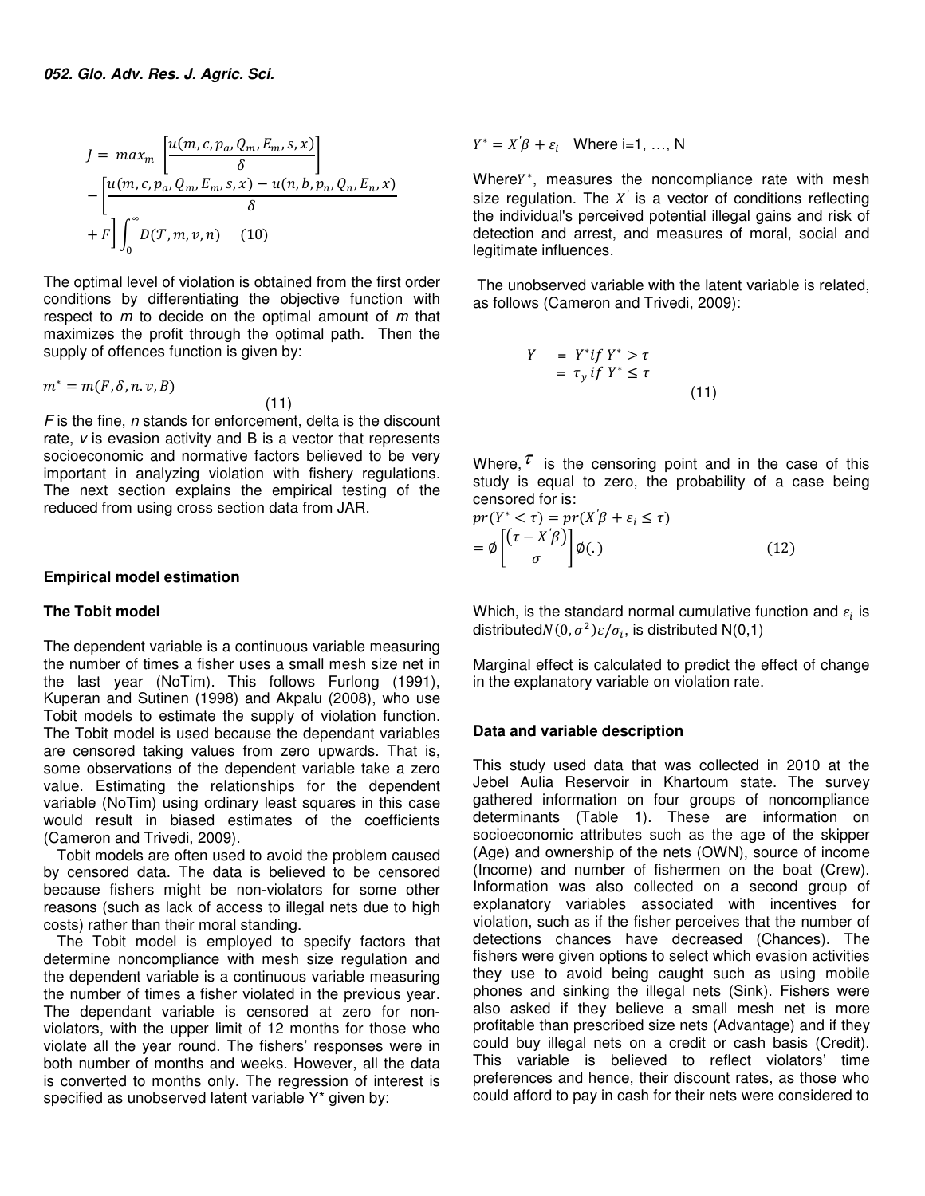$$J = max_m \left[\frac{u(m, c, p_a, Q_m, E_m, s, x)}{\delta}\right] - \left[\frac{u(m, c, p_a, Q_m, E_m, s, x) - u(n, b, p_n, Q_n, E_n, x)}{\delta} + F\right] \int_0^\infty D(\mathcal{T}, m, v, n) \quad (10)$$

The optimal level of violation is obtained from the first order conditions by differentiating the objective function with respect to *m* to decide on the optimal amount of *m* that maximizes the profit through the optimal path. Then the supply of offences function is given by:

$$m^* = m(F, \delta, n.v, B) \quad (11)$$

*F* is the fine, *n* stands for enforcement, delta is the discount rate, *v* is evasion activity and B is a vector that represents socioeconomic and normative factors believed to be very important in analyzing violation with fishery regulations. The next section explains the empirical testing of the reduced from using cross section data from JAR.

## Empirical model estimation

### The Tobit model

The dependent variable is a continuous variable measuring the number of times a fisher uses a small mesh size net in the last year (NoTim). This follows Furlong (1991), Kuperan and Sutinen (1998) and Akpalu (2008), who use Tobit models to estimate the supply of violation function. The Tobit model is used because the dependant variables are censored taking values from zero upwards. That is, some observations of the dependent variable take a zero value. Estimating the relationships for the dependent variable (NoTim) using ordinary least squares in this case would result in biased estimates of the coefficients (Cameron and Trivedi, 2009).

Tobit models are often used to avoid the problem caused by censored data. The data is believed to be censored because fishers might be non-violators for some other reasons (such as lack of access to illegal nets due to high costs) rather than their moral standing.

The Tobit model is employed to specify factors that determine noncompliance with mesh size regulation and the dependent variable is a continuous variable measuring the number of times a fisher violated in the previous year. The dependant variable is censored at zero for non-violators, with the upper limit of 12 months for those who violate all the year round. The fishers' responses were in both number of months and weeks. However, all the data is converted to months only. The regression of interest is specified as unobserved latent variable Y* given by:

$Y^* = X'\beta + \varepsilon_i$ Where i=1, …, N

Where $Y^*$, measures the noncompliance rate with mesh size regulation. The $X'$ is a vector of conditions reflecting the individual's perceived potential illegal gains and risk of detection and arrest, and measures of moral, social and legitimate influences.

The unobserved variable with the latent variable is related, as follows (Cameron and Trivedi, 2009):

$$\begin{aligned} Y &= Y^* if\ Y^* > \tau \\ &= \tau_y\ if\ Y^* \leq \tau \end{aligned} \quad (11)$$

Where, $\tau$ is the censoring point and in the case of this study is equal to zero, the probability of a case being censored for is:

$$pr(Y^* < \tau) = pr(X'\beta + \varepsilon_i \leq \tau) = \emptyset\left[\frac{(\tau - X'\beta)}{\sigma}\right]\emptyset(.) \quad (12)$$

Which, is the standard normal cumulative function and $\varepsilon_i$ is distributed $N(0, \sigma^2)\varepsilon/\sigma_i$, is distributed N(0,1)

Marginal effect is calculated to predict the effect of change in the explanatory variable on violation rate.

## Data and variable description

This study used data that was collected in 2010 at the Jebel Aulia Reservoir in Khartoum state. The survey gathered information on four groups of noncompliance determinants (Table 1). These are information on socioeconomic attributes such as the age of the skipper (Age) and ownership of the nets (OWN), source of income (Income) and number of fishermen on the boat (Crew). Information was also collected on a second group of explanatory variables associated with incentives for violation, such as if the fisher perceives that the number of detections chances have decreased (Chances). The fishers were given options to select which evasion activities they use to avoid being caught such as using mobile phones and sinking the illegal nets (Sink). Fishers were also asked if they believe a small mesh net is more profitable than prescribed size nets (Advantage) and if they could buy illegal nets on a credit or cash basis (Credit). This variable is believed to reflect violators' time preferences and hence, their discount rates, as those who could afford to pay in cash for their nets were considered to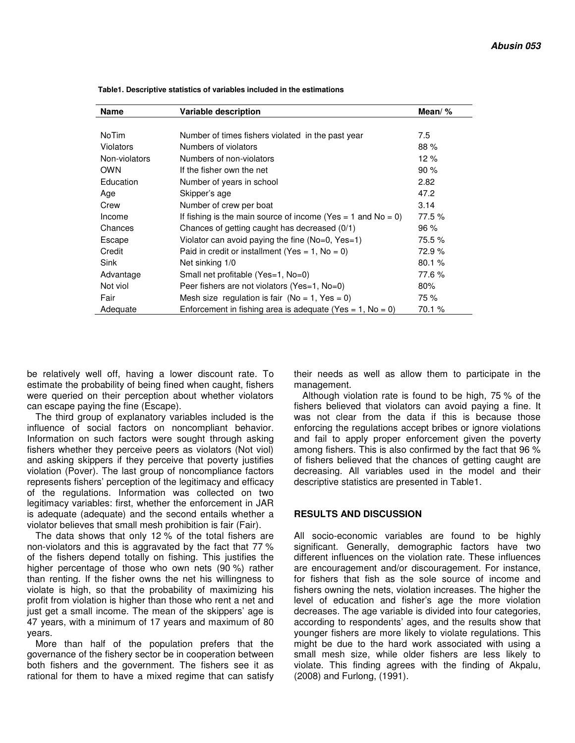Table1. Descriptive statistics of variables included in the estimations

| Name | Variable description | Mean/ % |
|---|---|---|
| NoTim | Number of times fishers violated in the past year | 7.5 |
| Violators | Numbers of violators | 88 % |
| Non-violators | Numbers of non-violators | 12 % |
| OWN | If the fisher own the net | 90 % |
| Education | Number of years in school | 2.82 |
| Age | Skipper's age | 47.2 |
| Crew | Number of crew per boat | 3.14 |
| Income | If fishing is the main source of income (Yes = 1 and No = 0) | 77.5 % |
| Chances | Chances of getting caught has decreased (0/1) | 96 % |
| Escape | Violator can avoid paying the fine (No=0, Yes=1) | 75.5 % |
| Credit | Paid in credit or installment (Yes = 1, No = 0) | 72.9 % |
| Sink | Net sinking 1/0 | 80.1 % |
| Advantage | Small net profitable (Yes=1, No=0) | 77.6 % |
| Not viol | Peer fishers are not violators (Yes=1, No=0) | 80% |
| Fair | Mesh size regulation is fair (No = 1, Yes = 0) | 75 % |
| Adequate | Enforcement in fishing area is adequate (Yes = 1, No = 0) | 70.1 % |

be relatively well off, having a lower discount rate. To estimate the probability of being fined when caught, fishers were queried on their perception about whether violators can escape paying the fine (Escape).

The third group of explanatory variables included is the influence of social factors on noncompliant behavior. Information on such factors were sought through asking fishers whether they perceive peers as violators (Not viol) and asking skippers if they perceive that poverty justifies violation (Pover). The last group of noncompliance factors represents fishers' perception of the legitimacy and efficacy of the regulations. Information was collected on two legitimacy variables: first, whether the enforcement in JAR is adequate (adequate) and the second entails whether a violator believes that small mesh prohibition is fair (Fair).

The data shows that only 12 % of the total fishers are non-violators and this is aggravated by the fact that 77 % of the fishers depend totally on fishing. This justifies the higher percentage of those who own nets (90 %) rather than renting. If the fisher owns the net his willingness to violate is high, so that the probability of maximizing his profit from violation is higher than those who rent a net and just get a small income. The mean of the skippers' age is 47 years, with a minimum of 17 years and maximum of 80 years.

More than half of the population prefers that the governance of the fishery sector be in cooperation between both fishers and the government. The fishers see it as rational for them to have a mixed regime that can satisfy their needs as well as allow them to participate in the management.

Although violation rate is found to be high, 75 % of the fishers believed that violators can avoid paying a fine. It was not clear from the data if this is because those enforcing the regulations accept bribes or ignore violations and fail to apply proper enforcement given the poverty among fishers. This is also confirmed by the fact that 96 % of fishers believed that the chances of getting caught are decreasing. All variables used in the model and their descriptive statistics are presented in Table1.

## RESULTS AND DISCUSSION

All socio-economic variables are found to be highly significant. Generally, demographic factors have two different influences on the violation rate. These influences are encouragement and/or discouragement. For instance, for fishers that fish as the sole source of income and fishers owning the nets, violation increases. The higher the level of education and fisher's age the more violation decreases. The age variable is divided into four categories, according to respondents' ages, and the results show that younger fishers are more likely to violate regulations. This might be due to the hard work associated with using a small mesh size, while older fishers are less likely to violate. This finding agrees with the finding of Akpalu, (2008) and Furlong, (1991).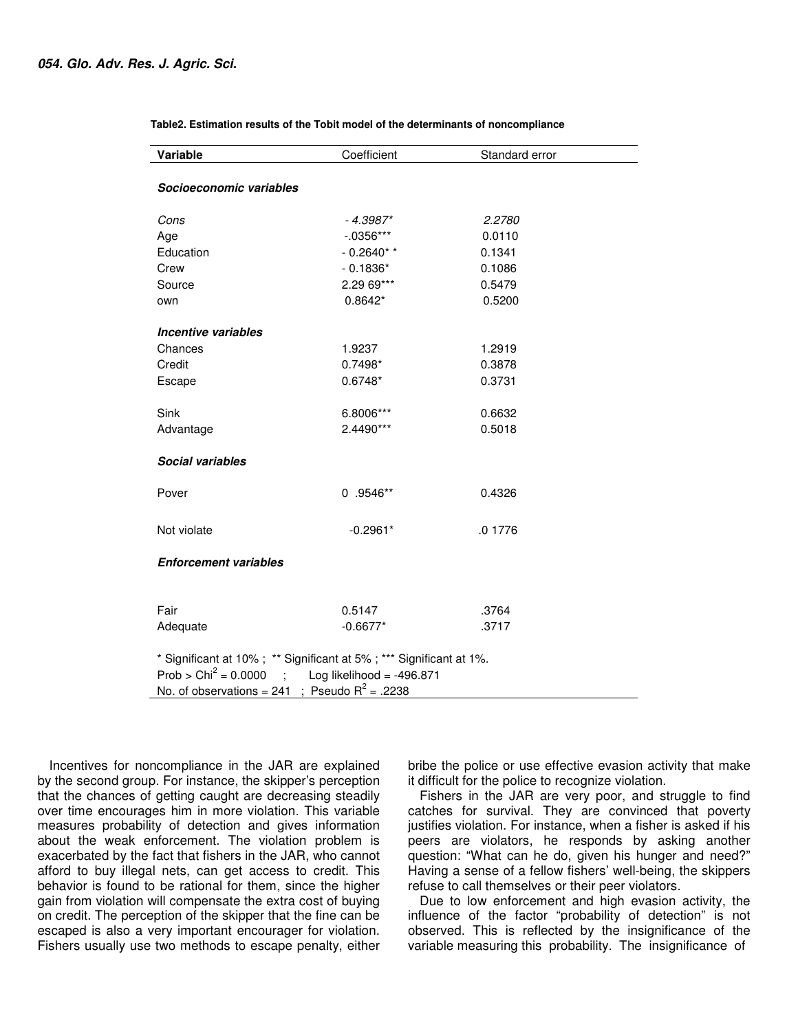**Table2. Estimation results of the Tobit model of the determinants of noncompliance**

| Variable | Coefficient | Standard error |
|---|---|---|
| ***Socioeconomic variables*** | | |
| *Cons* | *- 4.3987** | *2.2780* |
| Age | -.0356*** | 0.0110 |
| Education | - 0.2640* * | 0.1341 |
| Crew | - 0.1836* | 0.1086 |
| Source | 2.29 69*** | 0.5479 |
| own | 0.8642* | 0.5200 |
| ***Incentive variables*** | | |
| Chances | 1.9237 | 1.2919 |
| Credit | 0.7498* | 0.3878 |
| Escape | 0.6748* | 0.3731 |
| Sink | 6.8006*** | 0.6632 |
| Advantage | 2.4490*** | 0.5018 |
| ***Social variables*** | | |
| Pover | 0 .9546** | 0.4326 |
| Not violate | -0.2961* | .0 1776 |
| ***Enforcement variables*** | | |
| Fair | 0.5147 | .3764 |
| Adequate | -0.6677* | .3717 |

* Significant at 10% ; ** Significant at 5% ; *** Significant at 1%.
Prob > $Chi^2$ = 0.0000 ; Log likelihood = -496.871
No. of observations = 241 ; Pseudo $R^2$ = .2238

Incentives for noncompliance in the JAR are explained by the second group. For instance, the skipper's perception that the chances of getting caught are decreasing steadily over time encourages him in more violation. This variable measures probability of detection and gives information about the weak enforcement. The violation problem is exacerbated by the fact that fishers in the JAR, who cannot afford to buy illegal nets, can get access to credit. This behavior is found to be rational for them, since the higher gain from violation will compensate the extra cost of buying on credit. The perception of the skipper that the fine can be escaped is also a very important encourager for violation. Fishers usually use two methods to escape penalty, either bribe the police or use effective evasion activity that make it difficult for the police to recognize violation.

Fishers in the JAR are very poor, and struggle to find catches for survival. They are convinced that poverty justifies violation. For instance, when a fisher is asked if his peers are violators, he responds by asking another question: "What can he do, given his hunger and need?" Having a sense of a fellow fishers' well-being, the skippers refuse to call themselves or their peer violators.

Due to low enforcement and high evasion activity, the influence of the factor "probability of detection" is not observed. This is reflected by the insignificance of the variable measuring this probability. The insignificance of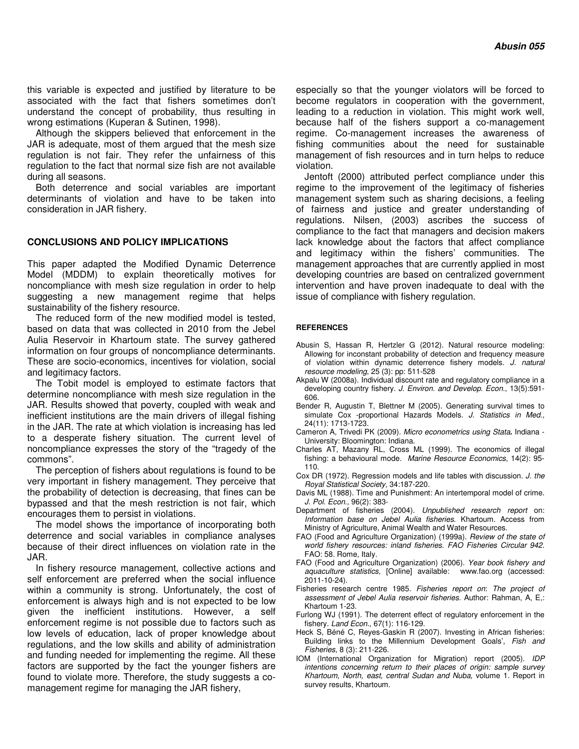this variable is expected and justified by literature to be associated with the fact that fishers sometimes don't understand the concept of probability, thus resulting in wrong estimations (Kuperan & Sutinen, 1998).

Although the skippers believed that enforcement in the JAR is adequate, most of them argued that the mesh size regulation is not fair. They refer the unfairness of this regulation to the fact that normal size fish are not available during all seasons.

Both deterrence and social variables are important determinants of violation and have to be taken into consideration in JAR fishery.

## CONCLUSIONS AND POLICY IMPLICATIONS

This paper adapted the Modified Dynamic Deterrence Model (MDDM) to explain theoretically motives for noncompliance with mesh size regulation in order to help suggesting a new management regime that helps sustainability of the fishery resource.

The reduced form of the new modified model is tested, based on data that was collected in 2010 from the Jebel Aulia Reservoir in Khartoum state. The survey gathered information on four groups of noncompliance determinants. These are socio-economics, incentives for violation, social and legitimacy factors.

The Tobit model is employed to estimate factors that determine noncompliance with mesh size regulation in the JAR. Results showed that poverty, coupled with weak and inefficient institutions are the main drivers of illegal fishing in the JAR. The rate at which violation is increasing has led to a desperate fishery situation. The current level of noncompliance expresses the story of the "tragedy of the commons".

The perception of fishers about regulations is found to be very important in fishery management. They perceive that the probability of detection is decreasing, that fines can be bypassed and that the mesh restriction is not fair, which encourages them to persist in violations.

The model shows the importance of incorporating both deterrence and social variables in compliance analyses because of their direct influences on violation rate in the JAR.

In fishery resource management, collective actions and self enforcement are preferred when the social influence within a community is strong. Unfortunately, the cost of enforcement is always high and is not expected to be low given the inefficient institutions. However, a self enforcement regime is not possible due to factors such as low levels of education, lack of proper knowledge about regulations, and the low skills and ability of administration and funding needed for implementing the regime. All these factors are supported by the fact the younger fishers are found to violate more. Therefore, the study suggests a co-management regime for managing the JAR fishery, especially so that the younger violators will be forced to become regulators in cooperation with the government, leading to a reduction in violation. This might work well, because half of the fishers support a co-management regime. Co-management increases the awareness of fishing communities about the need for sustainable management of fish resources and in turn helps to reduce violation.

Jentoft (2000) attributed perfect compliance under this regime to the improvement of the legitimacy of fisheries management system such as sharing decisions, a feeling of fairness and justice and greater understanding of regulations. Nilsen, (2003) ascribes the success of compliance to the fact that managers and decision makers lack knowledge about the factors that affect compliance and legitimacy within the fishers' communities. The management approaches that are currently applied in most developing countries are based on centralized government intervention and have proven inadequate to deal with the issue of compliance with fishery regulation.

## REFERENCES

Abusin S, Hassan R, Hertzler G (2012). Natural resource modeling: Allowing for inconstant probability of detection and frequency measure of violation within dynamic deterrence fishery models. *J. natural resource modeling*, 25 (3): pp: 511-528

Akpalu W (2008a). Individual discount rate and regulatory compliance in a developing country fishery. *J. Environ. and Develop. Econ.,* 13(5):591-606.

Bender R, Augustin T, Blettner M (2005). Generating survival times to simulate Cox -proportional Hazards Models. *J. Statistics in Med.*, 24(11): 1713-1723.

Cameron A, Trivedi PK (2009). *Micro econometrics using Stata***.** Indiana - University: Bloomington: Indiana.

Charles AT, Mazany RL, Cross ML (1999). The economics of illegal fishing: a behavioural mode. *Marine Resource Economics*, 14(2): 95-110.

Cox DR (1972). Regression models and life tables with discussion. *J. the Royal Statistical Society,* 34:187-220.

Davis ML (1988). Time and Punishment: An intertemporal model of crime. *J. Pol. Econ.,* 96(2): 383-

Department of fisheries (2004). *Unpublished research report* on: *Information base on Jebel Aulia fisheries*. Khartoum. Access from Ministry of Agriculture, Animal Wealth and Water Resources.

FAO (Food and Agriculture Organization) (1999a). *Review of the state of world fishery resources: inland fisheries. FAO Fisheries Circular 942.* FAO: 58. Rome, Italy.

FAO (Food and Agriculture Organization) (2006). *Year book fishery and aquaculture statistics,* [Online] available: www.fao.org (accessed: 2011-10-24).

Fisheries research centre 1985. *Fisheries report on*: *The project of assessment of Jebel Aulia reservoir fisheries*. Author: Rahman, A, E,: Khartoum 1-23.

Furlong WJ (1991). The deterrent effect of regulatory enforcement in the fishery. *Land Econ*., 67(1): 116-129.

Heck S, Béné C, Reyes-Gaskin R (2007). Investing in African fisheries: Building links to the Millennium Development Goals', *Fish and Fisheries,* 8 (3): 211-226.

IOM (International Organization for Migration) report (2005). *IDP intentions concerning return to their places of origin: sample survey Khartoum, North, east, central Sudan and Nuba*, volume 1. Report in survey results, Khartoum.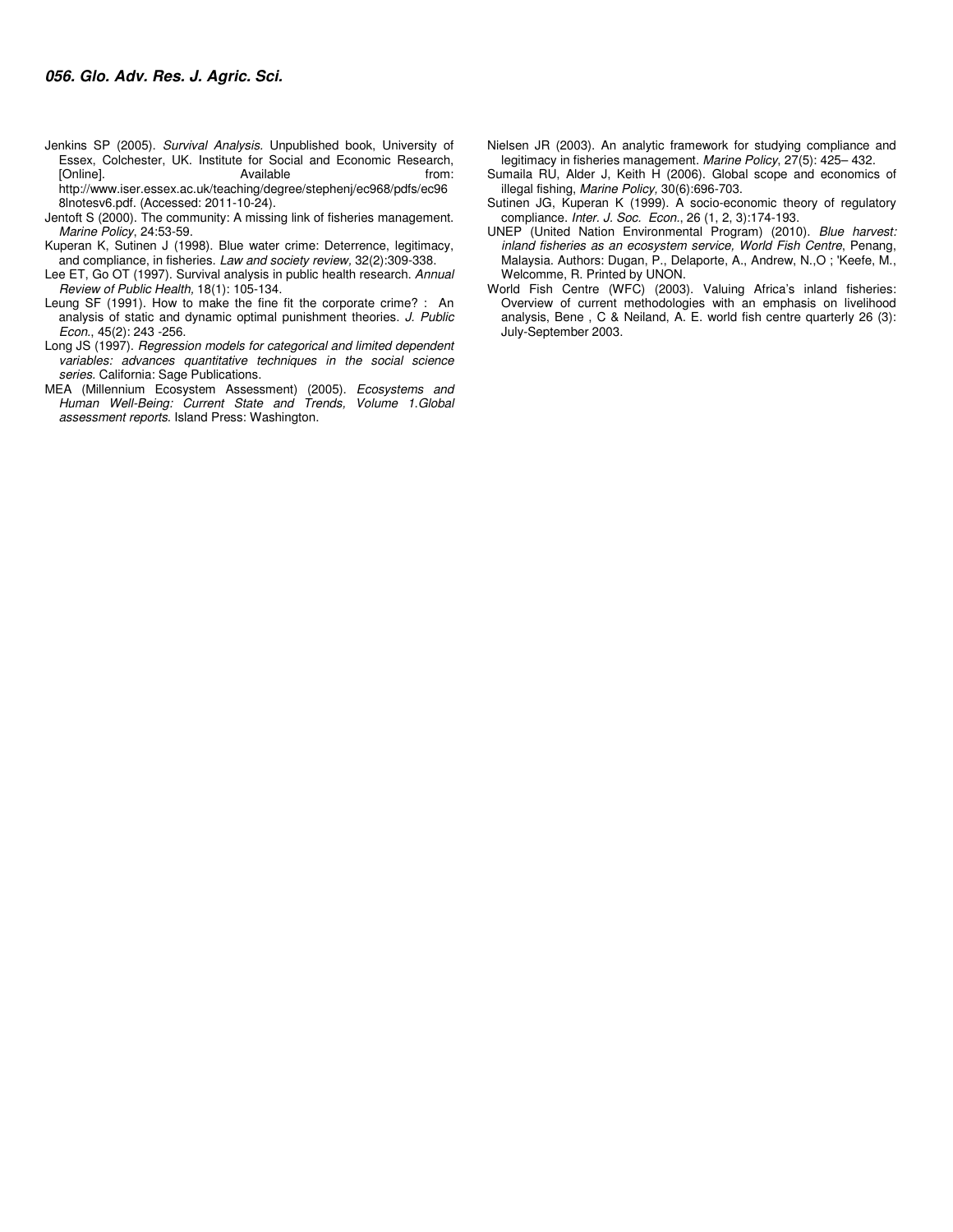Jenkins SP (2005). *Survival Analysis*. Unpublished book, University of Essex, Colchester, UK. Institute for Social and Economic Research, [Online]. Available from: http://www.iser.essex.ac.uk/teaching/degree/stephenj/ec968/pdfs/ec968lnotesv6.pdf. (Accessed: 2011-10-24).

Jentoft S (2000). The community: A missing link of fisheries management. *Marine Policy*, 24:53-59.

Kuperan K, Sutinen J (1998). Blue water crime: Deterrence, legitimacy, and compliance, in fisheries. *Law and society review,* 32(2):309-338.

Lee ET, Go OT (1997). Survival analysis in public health research. *Annual Review of Public Health,* 18(1): 105-134.

Leung SF (1991). How to make the fine fit the corporate crime? : An analysis of static and dynamic optimal punishment theories. *J. Public Econ.*, 45(2): 243 -256.

Long JS (1997). *Regression models for categorical and limited dependent variables: advances quantitative techniques in the social science series.* California: Sage Publications.

MEA (Millennium Ecosystem Assessment) (2005). *Ecosystems and Human Well-Being: Current State and Trends, Volume 1.Global assessment reports.* Island Press: Washington.

Nielsen JR (2003). An analytic framework for studying compliance and legitimacy in fisheries management. *Marine Policy*, 27(5): 425– 432.

Sumaila RU, Alder J, Keith H (2006). Global scope and economics of illegal fishing, *Marine Policy,* 30(6):696-703.

Sutinen JG, Kuperan K (1999). A socio-economic theory of regulatory compliance. *Inter. J. Soc. Econ.*, 26 (1, 2, 3):174-193.

UNEP (United Nation Environmental Program) (2010). *Blue harvest: inland fisheries as an ecosystem service, World Fish Centre*, Penang, Malaysia. Authors: Dugan, P., Delaporte, A., Andrew, N.,O ; 'Keefe, M., Welcomme, R. Printed by UNON.

World Fish Centre (WFC) (2003). Valuing Africa's inland fisheries: Overview of current methodologies with an emphasis on livelihood analysis, Bene , C & Neiland, A. E. world fish centre quarterly 26 (3): July-September 2003.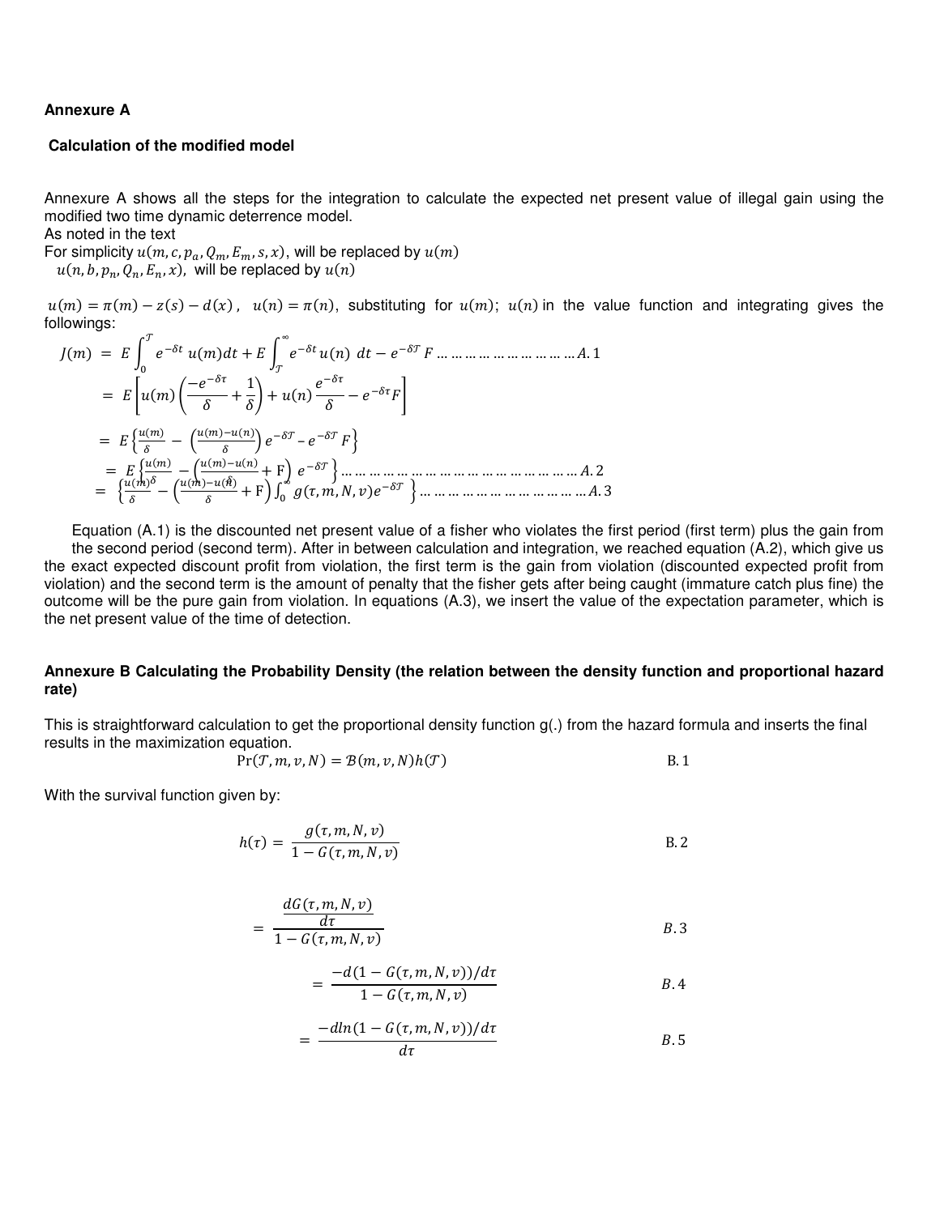**Annexure A**

**Calculation of the modified model**

Annexure A shows all the steps for the integration to calculate the expected net present value of illegal gain using the modified two time dynamic deterrence model.

As noted in the text

For simplicity $u(m, c, p_a, Q_m, E_m, s, x)$, will be replaced by $u(m)$

$u(n, b, p_n, Q_n, E_n, x)$, will be replaced by $u(n)$

$u(m) = \pi(m) - z(s) - d(x)$, $u(n) = \pi(n)$, substituting for $u(m)$; $u(n)$ in the value function and integrating gives the followings:

$$J(m) = E\int_0^{\mathcal{T}} e^{-\delta t}\, u(m)dt + E\int_{\mathcal{T}}^{\infty} e^{-\delta t} u(n)\ dt - e^{-\delta\mathcal{T}} F \ldots\ldots\ldots\ldots\ldots\ldots\ldots\ldots\ldots A.1$$

$$= E\left[u(m)\left(\frac{-e^{-\delta\tau}}{\delta} + \frac{1}{\delta}\right) + u(n)\frac{e^{-\delta\tau}}{\delta} - e^{-\delta\tau}F\right]$$

$$= E\left\{\frac{u(m)}{\delta} - \left(\frac{u(m)-u(n)}{\delta}\right)e^{-\delta\mathcal{T}} - e^{-\delta\mathcal{T}}F\right\}$$

$$= E\left\{\frac{u(m)}{\delta} - \left(\frac{u(m)-u(n)}{\delta} + \mathrm{F}\right)e^{-\delta\mathcal{T}}\right\}\ldots\ldots\ldots\ldots\ldots\ldots\ldots\ldots\ldots\ldots\ldots\ldots\ldots\ldots\ldots\ldots A.2$$

$$= \left\{\frac{u(m)}{\delta} - \left(\frac{u(m)-u(n)}{\delta} + \mathrm{F}\right)\int_0^{\infty} g(\tau, m, N, v)e^{-\delta\mathcal{T}}\right\}\ldots\ldots\ldots\ldots\ldots\ldots\ldots\ldots\ldots\ldots\ldots A.3$$

Equation (A.1) is the discounted net present value of a fisher who violates the first period (first term) plus the gain from the second period (second term). After in between calculation and integration, we reached equation (A.2), which give us the exact expected discount profit from violation, the first term is the gain from violation (discounted expected profit from violation) and the second term is the amount of penalty that the fisher gets after being caught (immature catch plus fine) the outcome will be the pure gain from violation. In equations (A.3), we insert the value of the expectation parameter, which is the net present value of the time of detection.

**Annexure B Calculating the Probability Density (the relation between the density function and proportional hazard rate)**

This is straightforward calculation to get the proportional density function g(.) from the hazard formula and inserts the final results in the maximization equation.

$$\Pr(\mathcal{T}, m, v, N) = \mathcal{B}(m, v, N)h(\mathcal{T}) \qquad \text{B.1}$$

With the survival function given by:

$$h(\tau) = \frac{g(\tau, m, N, v)}{1 - G(\tau, m, N, v)} \qquad \text{B.2}$$

$$= \frac{\frac{dG(\tau, m, N, v)}{d\tau}}{1 - G(\tau, m, N, v)} \qquad B.3$$

$$= \frac{-d(1 - G(\tau, m, N, v))/d\tau}{1 - G(\tau, m, N, v)} \qquad B.4$$

$$= \frac{-d\ln(1 - G(\tau, m, N, v))/d\tau}{d\tau} \qquad B.5$$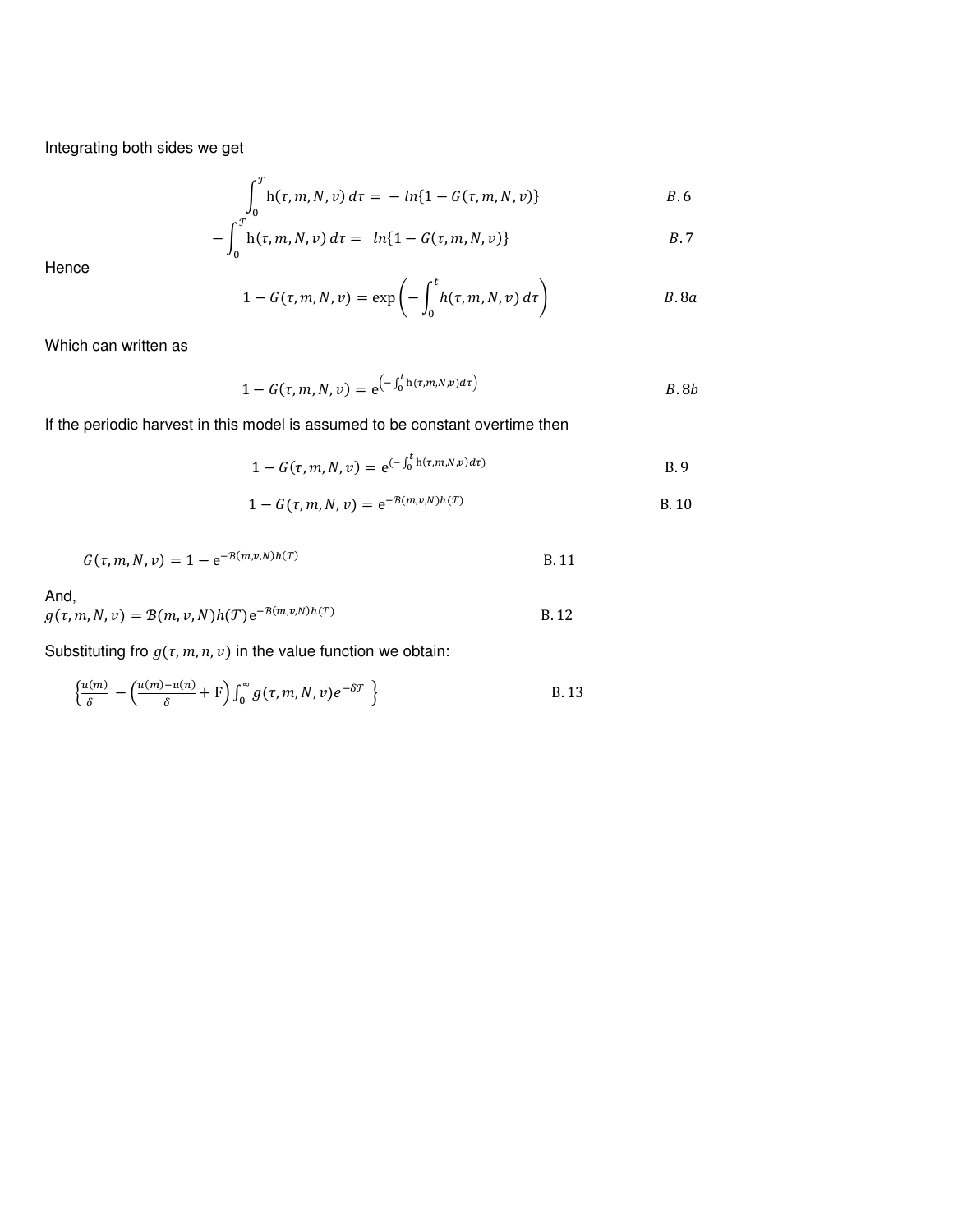Integrating both sides we get

$$\int_0^{\mathcal{T}} \mathrm{h}(\tau, m, N, v)\, d\tau = -\,ln\{1 - G(\tau, m, N, v)\} \qquad B.6$$

$$-\int_0^{\mathcal{T}} \mathrm{h}(\tau, m, N, v)\, d\tau = \; ln\{1 - G(\tau, m, N, v)\} \qquad B.7$$

Hence

$$1 - G(\tau, m, N, v) = \exp\left(-\int_0^t h(\tau, m, N, v)\, d\tau\right) \qquad B.8a$$

Which can written as

$$1 - G(\tau, m, N, v) = \mathrm{e}^{\left(-\int_0^t \mathrm{h}(\tau, m, N, v) d\tau\right)} \qquad B.8b$$

If the periodic harvest in this model is assumed to be constant overtime then

$$1 - G(\tau, m, N, v) = \mathrm{e}^{(-\int_0^t \mathrm{h}(\tau, m, N, v) d\tau)} \qquad \mathrm{B.9}$$

$$1 - G(\tau, m, N, v) = \mathrm{e}^{-\mathcal{B}(m, v, N) h(\mathcal{T})} \qquad \mathrm{B.10}$$

$$G(\tau, m, N, v) = 1 - \mathrm{e}^{-\mathcal{B}(m, v, N) h(\mathcal{T})} \qquad \mathrm{B.11}$$

And,

$$g(\tau, m, N, v) = \mathcal{B}(m, v, N) h(\mathcal{T}) \mathrm{e}^{-\mathcal{B}(m, v, N) h(\mathcal{T})} \qquad \mathrm{B.12}$$

Substituting fro $g(\tau, m, n, v)$ in the value function we obtain:

$$\left\{\frac{u(m)}{\delta} - \left(\frac{u(m) - u(n)}{\delta} + \mathrm{F}\right) \int_0^{\infty} g(\tau, m, N, v) e^{-\delta \mathcal{T}} \;\right\} \qquad \mathrm{B.13}$$